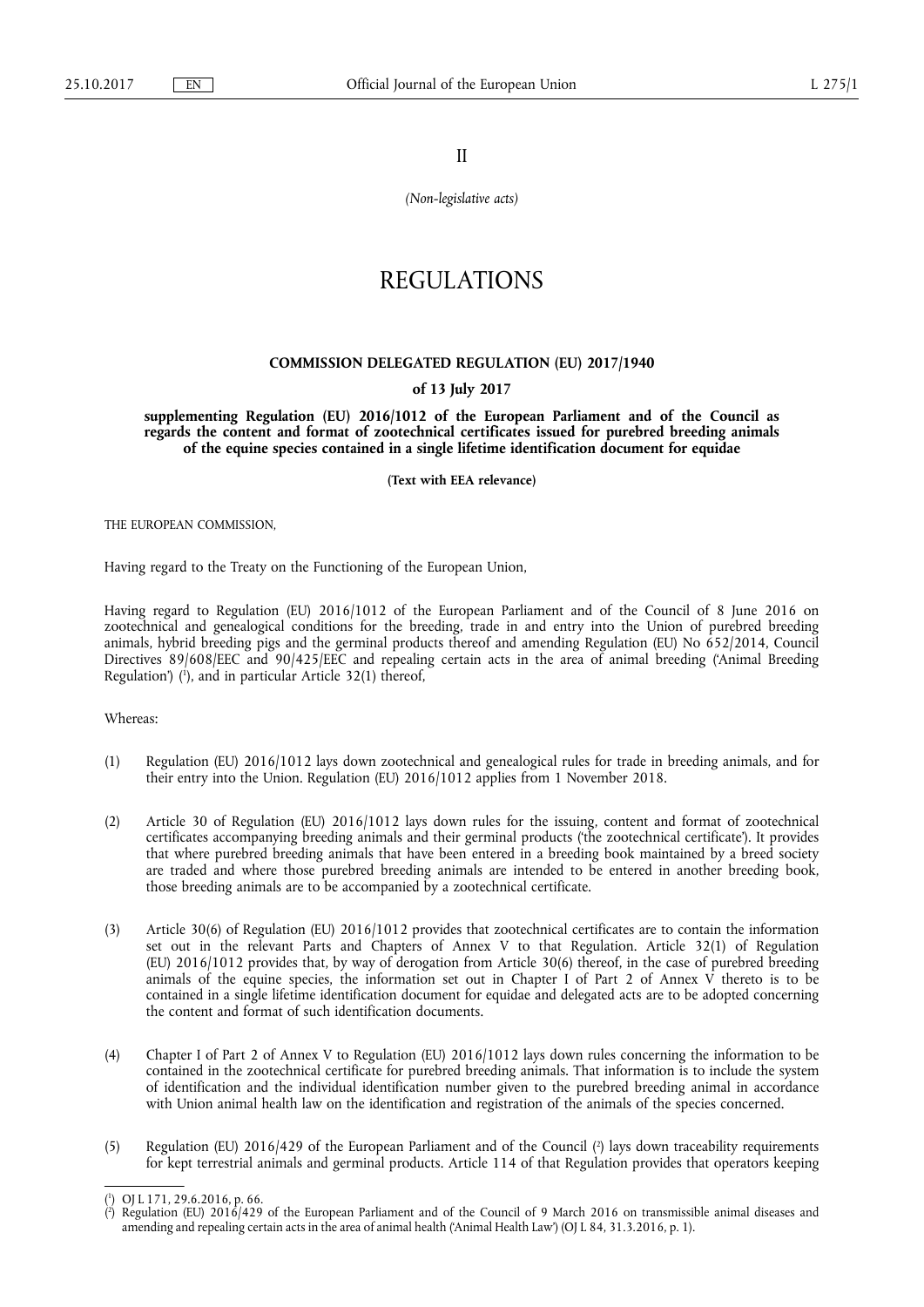II

*(Non-legislative acts)*

# REGULATIONS

## COMMISSION DELEGATED REGULATION (EU) 2017/1940

**of 13 July 2017**

**supplementing Regulation (EU) 2016/1012 of the European Parliament and of the Council as regards the content and format of zootechnical certificates issued for purebred breeding animals of the equine species contained in a single lifetime identification document for equidae**

**(Text with EEA relevance)**

THE EUROPEAN COMMISSION,

Having regard to the Treaty on the Functioning of the European Union,

Having regard to Regulation (EU) 2016/1012 of the European Parliament and of the Council of 8 June 2016 on zootechnical and genealogical conditions for the breeding, trade in and entry into the Union of purebred breeding animals, hybrid breeding pigs and the germinal products thereof and amending Regulation (EU) No 652/2014, Council Directives 89/608/EEC and 90/425/EEC and repealing certain acts in the area of animal breeding ('Animal Breeding Regulation') [1], and in particular Article 32(1) thereof,

Whereas:

(1) Regulation (EU) 2016/1012 lays down zootechnical and genealogical rules for trade in breeding animals, and for their entry into the Union. Regulation (EU) 2016/1012 applies from 1 November 2018.

(2) Article 30 of Regulation (EU) 2016/1012 lays down rules for the issuing, content and format of zootechnical certificates accompanying breeding animals and their germinal products ('the zootechnical certificate'). It provides that where purebred breeding animals that have been entered in a breeding book maintained by a breed society are traded and where those purebred breeding animals are intended to be entered in another breeding book, those breeding animals are to be accompanied by a zootechnical certificate.

(3) Article 30(6) of Regulation (EU) 2016/1012 provides that zootechnical certificates are to contain the information set out in the relevant Parts and Chapters of Annex V to that Regulation. Article 32(1) of Regulation (EU) 2016/1012 provides that, by way of derogation from Article 30(6) thereof, in the case of purebred breeding animals of the equine species, the information set out in Chapter I of Part 2 of Annex V thereto is to be contained in a single lifetime identification document for equidae and delegated acts are to be adopted concerning the content and format of such identification documents.

(4) Chapter I of Part 2 of Annex V to Regulation (EU) 2016/1012 lays down rules concerning the information to be contained in the zootechnical certificate for purebred breeding animals. That information is to include the system of identification and the individual identification number given to the purebred breeding animal in accordance with Union animal health law on the identification and registration of the animals of the species concerned.

(5) Regulation (EU) 2016/429 of the European Parliament and of the Council [2] lays down traceability requirements for kept terrestrial animals and germinal products. Article 114 of that Regulation provides that operators keeping

---

[1] OJ L 171, 29.6.2016, p. 66.

[2] Regulation (EU) 2016/429 of the European Parliament and of the Council of 9 March 2016 on transmissible animal diseases and amending and repealing certain acts in the area of animal health ('Animal Health Law') (OJ L 84, 31.3.2016, p. 1).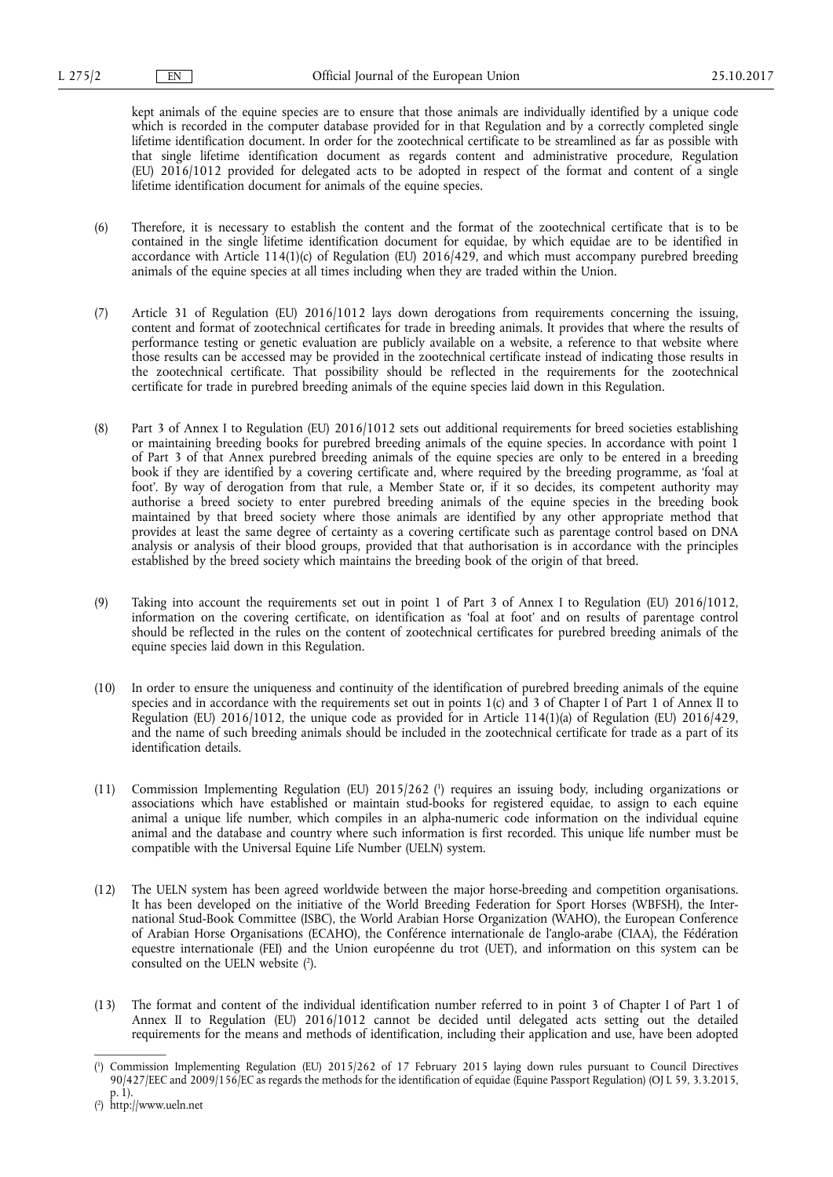kept animals of the equine species are to ensure that those animals are individually identified by a unique code which is recorded in the computer database provided for in that Regulation and by a correctly completed single lifetime identification document. In order for the zootechnical certificate to be streamlined as far as possible with that single lifetime identification document as regards content and administrative procedure, Regulation (EU) 2016/1012 provided for delegated acts to be adopted in respect of the format and content of a single lifetime identification document for animals of the equine species.

(6) Therefore, it is necessary to establish the content and the format of the zootechnical certificate that is to be contained in the single lifetime identification document for equidae, by which equidae are to be identified in accordance with Article 114(1)(c) of Regulation (EU) 2016/429, and which must accompany purebred breeding animals of the equine species at all times including when they are traded within the Union.

(7) Article 31 of Regulation (EU) 2016/1012 lays down derogations from requirements concerning the issuing, content and format of zootechnical certificates for trade in breeding animals. It provides that where the results of performance testing or genetic evaluation are publicly available on a website, a reference to that website where those results can be accessed may be provided in the zootechnical certificate instead of indicating those results in the zootechnical certificate. That possibility should be reflected in the requirements for the zootechnical certificate for trade in purebred breeding animals of the equine species laid down in this Regulation.

(8) Part 3 of Annex I to Regulation (EU) 2016/1012 sets out additional requirements for breed societies establishing or maintaining breeding books for purebred breeding animals of the equine species. In accordance with point 1 of Part 3 of that Annex purebred breeding animals of the equine species are only to be entered in a breeding book if they are identified by a covering certificate and, where required by the breeding programme, as 'foal at foot'. By way of derogation from that rule, a Member State or, if it so decides, its competent authority may authorise a breed society to enter purebred breeding animals of the equine species in the breeding book maintained by that breed society where those animals are identified by any other appropriate method that provides at least the same degree of certainty as a covering certificate such as parentage control based on DNA analysis or analysis of their blood groups, provided that that authorisation is in accordance with the principles established by the breed society which maintains the breeding book of the origin of that breed.

(9) Taking into account the requirements set out in point 1 of Part 3 of Annex I to Regulation (EU) 2016/1012, information on the covering certificate, on identification as 'foal at foot' and on results of parentage control should be reflected in the rules on the content of zootechnical certificates for purebred breeding animals of the equine species laid down in this Regulation.

(10) In order to ensure the uniqueness and continuity of the identification of purebred breeding animals of the equine species and in accordance with the requirements set out in points 1(c) and 3 of Chapter I of Part 1 of Annex II to Regulation (EU) 2016/1012, the unique code as provided for in Article 114(1)(a) of Regulation (EU) 2016/429, and the name of such breeding animals should be included in the zootechnical certificate for trade as a part of its identification details.

(11) Commission Implementing Regulation (EU) 2015/262 [1] requires an issuing body, including organizations or associations which have established or maintain stud-books for registered equidae, to assign to each equine animal a unique life number, which compiles in an alpha-numeric code information on the individual equine animal and the database and country where such information is first recorded. This unique life number must be compatible with the Universal Equine Life Number (UELN) system.

(12) The UELN system has been agreed worldwide between the major horse-breeding and competition organisations. It has been developed on the initiative of the World Breeding Federation for Sport Horses (WBFSH), the International Stud-Book Committee (ISBC), the World Arabian Horse Organization (WAHO), the European Conference of Arabian Horse Organisations (ECAHO), the Conférence internationale de l'anglo-arabe (CIAA), the Fédération equestre internationale (FEI) and the Union européenne du trot (UET), and information on this system can be consulted on the UELN website [2].

(13) The format and content of the individual identification number referred to in point 3 of Chapter I of Part 1 of Annex II to Regulation (EU) 2016/1012 cannot be decided until delegated acts setting out the detailed requirements for the means and methods of identification, including their application and use, have been adopted

---

[1] Commission Implementing Regulation (EU) 2015/262 of 17 February 2015 laying down rules pursuant to Council Directives 90/427/EEC and 2009/156/EC as regards the methods for the identification of equidae (Equine Passport Regulation) (OJ L 59, 3.3.2015, p. 1).

[2] http://www.ueln.net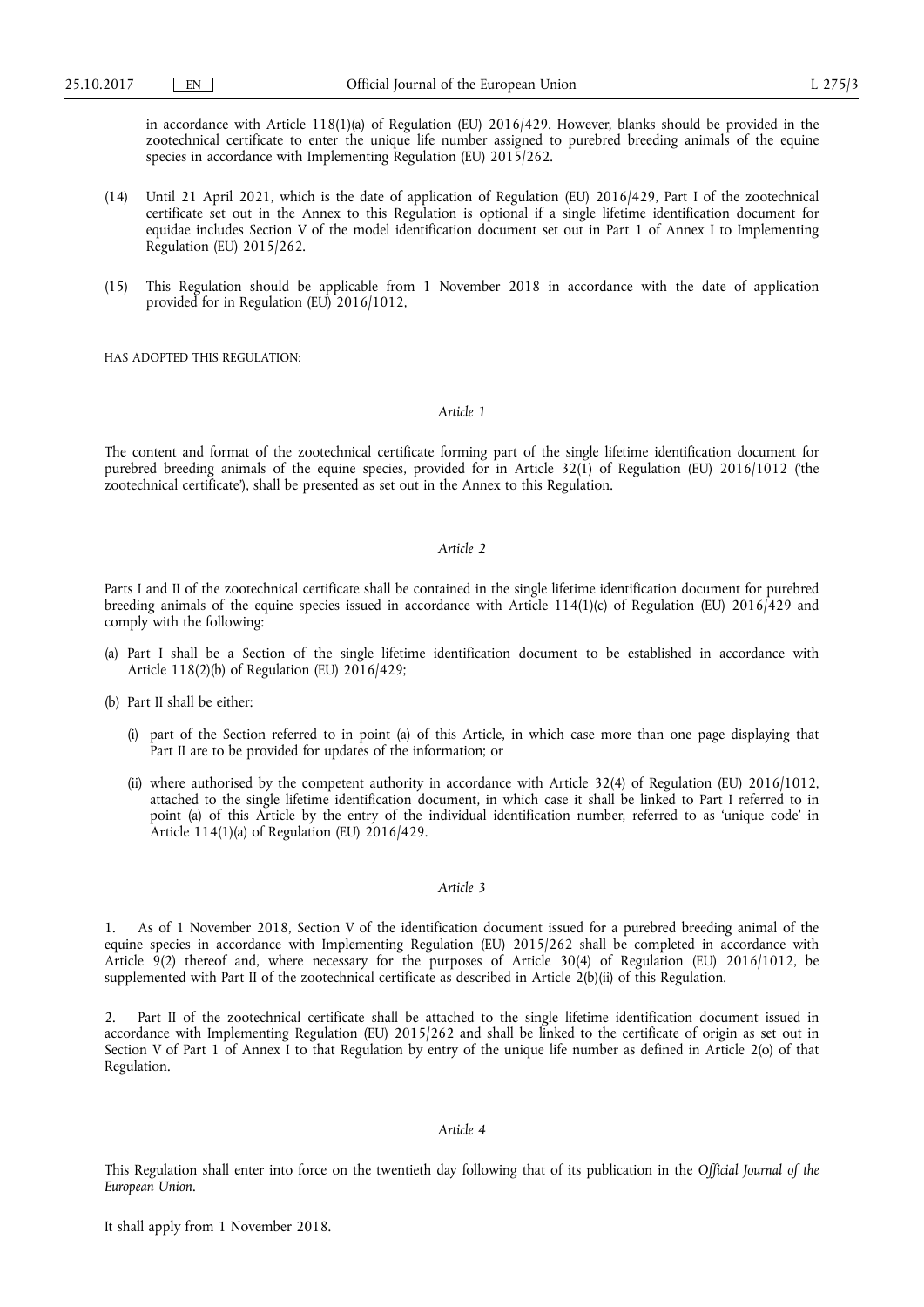in accordance with Article 118(1)(a) of Regulation (EU) 2016/429. However, blanks should be provided in the zootechnical certificate to enter the unique life number assigned to purebred breeding animals of the equine species in accordance with Implementing Regulation (EU) 2015/262.

(14) Until 21 April 2021, which is the date of application of Regulation (EU) 2016/429, Part I of the zootechnical certificate set out in the Annex to this Regulation is optional if a single lifetime identification document for equidae includes Section V of the model identification document set out in Part 1 of Annex I to Implementing Regulation (EU) 2015/262.

(15) This Regulation should be applicable from 1 November 2018 in accordance with the date of application provided for in Regulation (EU) 2016/1012,

HAS ADOPTED THIS REGULATION:

*Article 1*

The content and format of the zootechnical certificate forming part of the single lifetime identification document for purebred breeding animals of the equine species, provided for in Article 32(1) of Regulation (EU) 2016/1012 ('the zootechnical certificate'), shall be presented as set out in the Annex to this Regulation.

*Article 2*

Parts I and II of the zootechnical certificate shall be contained in the single lifetime identification document for purebred breeding animals of the equine species issued in accordance with Article 114(1)(c) of Regulation (EU) 2016/429 and comply with the following:

(a) Part I shall be a Section of the single lifetime identification document to be established in accordance with Article 118(2)(b) of Regulation (EU) 2016/429;

(b) Part II shall be either:

 (i) part of the Section referred to in point (a) of this Article, in which case more than one page displaying that Part II are to be provided for updates of the information; or

 (ii) where authorised by the competent authority in accordance with Article 32(4) of Regulation (EU) 2016/1012, attached to the single lifetime identification document, in which case it shall be linked to Part I referred to in point (a) of this Article by the entry of the individual identification number, referred to as 'unique code' in Article 114(1)(a) of Regulation (EU) 2016/429.

*Article 3*

1. As of 1 November 2018, Section V of the identification document issued for a purebred breeding animal of the equine species in accordance with Implementing Regulation (EU) 2015/262 shall be completed in accordance with Article 9(2) thereof and, where necessary for the purposes of Article 30(4) of Regulation (EU) 2016/1012, be supplemented with Part II of the zootechnical certificate as described in Article 2(b)(ii) of this Regulation.

2. Part II of the zootechnical certificate shall be attached to the single lifetime identification document issued in accordance with Implementing Regulation (EU) 2015/262 and shall be linked to the certificate of origin as set out in Section V of Part 1 of Annex I to that Regulation by entry of the unique life number as defined in Article 2(o) of that Regulation.

*Article 4*

This Regulation shall enter into force on the twentieth day following that of its publication in the *Official Journal of the European Union*.

It shall apply from 1 November 2018.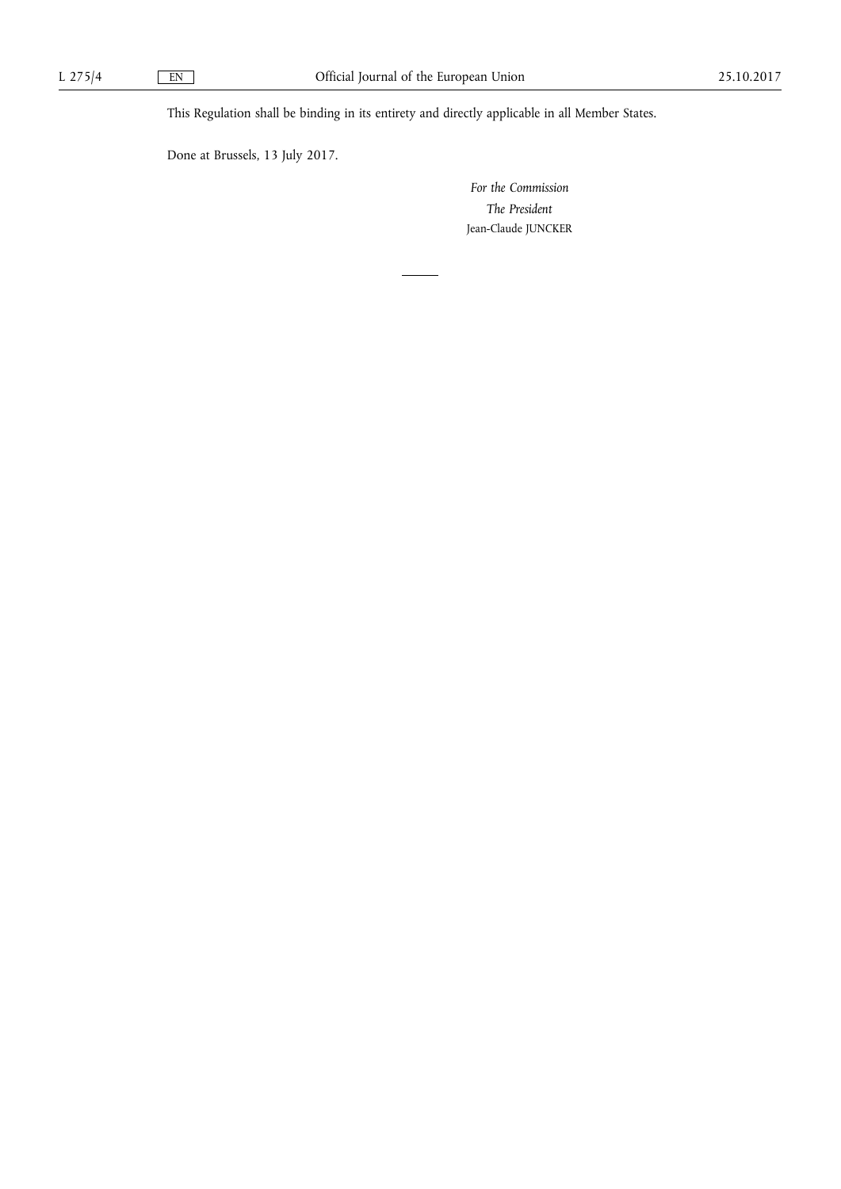This Regulation shall be binding in its entirety and directly applicable in all Member States.

Done at Brussels, 13 July 2017.

*For the Commission*

*The President*

Jean-Claude JUNCKER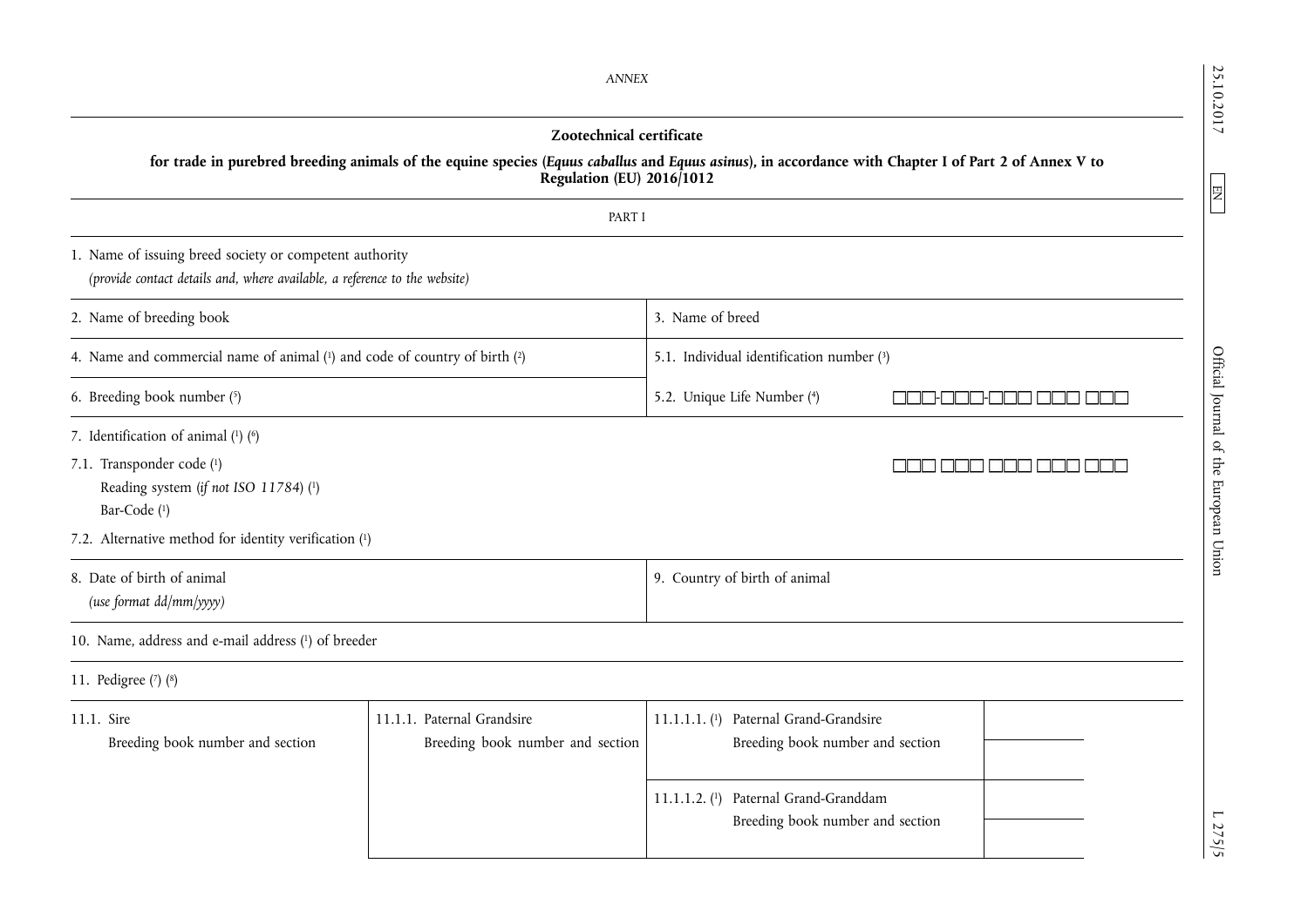*ANNEX*

**Zootechnical certificate**

**for trade in purebred breeding animals of the equine species (*Equus caballus* and *Equus asinus*), in accordance with Chapter I of Part 2 of Annex V to Regulation (EU) 2016/1012**

PART I

| | |
|---|---|
| 1. Name of issuing breed society or competent authority<br>*(provide contact details and, where available, a reference to the website)* | |
| 2. Name of breeding book | 3. Name of breed |
| 4. Name and commercial name of animal (1) and code of country of birth (2) | 5.1. Individual identification number (3) |
| 6. Breeding book number (5) | 5.2. Unique Life Number (4) □□□-□□□-□□□ □□□ □□□ |
| 7. Identification of animal (1) (6)<br>7.1. Transponder code (1) □□□ □□□ □□□ □□□ □□□<br>Reading system (*if not ISO 11784*) (1)<br>Bar-Code (1)<br>7.2. Alternative method for identity verification (1) | |
| 8. Date of birth of animal<br>*(use format dd/mm/yyyy)* | 9. Country of birth of animal |
| 10. Name, address and e-mail address (1) of breeder | |

11. Pedigree (7) (8)

| | | | |
|---|---|---|---|
| 11.1. Sire<br>Breeding book number and section | 11.1.1. Paternal Grandsire<br>Breeding book number and section | 11.1.1.1. (1) Paternal Grand-Grandsire<br>Breeding book number and section | |
| | | 11.1.1.2. (1) Paternal Grand-Granddam<br>Breeding book number and section | |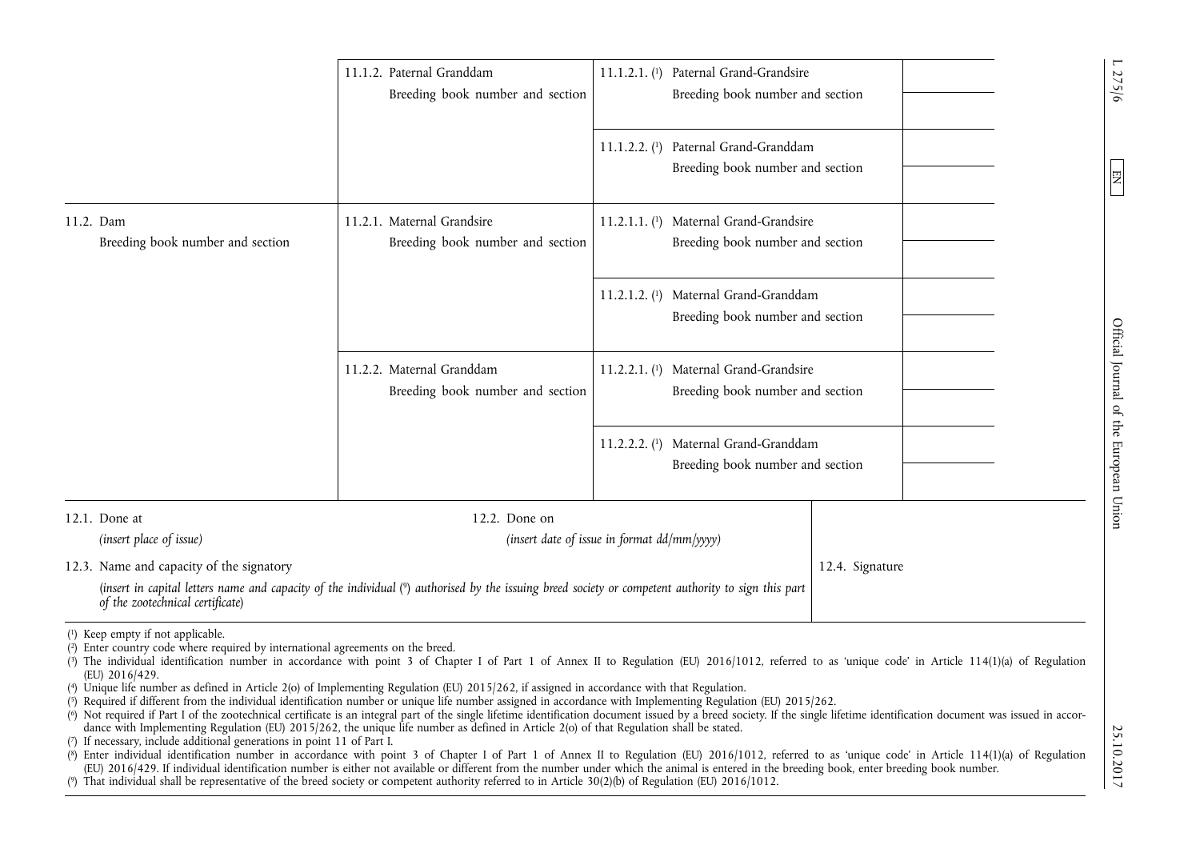| | | | |
|---|---|---|---|
| | 11.1.2. Paternal Granddam<br>Breeding book number and section | 11.1.2.1. (1) Paternal Grand-Grandsire<br>Breeding book number and section | |
| | | 11.1.2.2. (1) Paternal Grand-Granddam<br>Breeding book number and section | |
| 11.2. Dam<br>Breeding book number and section | 11.2.1. Maternal Grandsire<br>Breeding book number and section | 11.2.1.1. (1) Maternal Grand-Grandsire<br>Breeding book number and section | |
| | | 11.2.1.2. (1) Maternal Grand-Granddam<br>Breeding book number and section | |
| | 11.2.2. Maternal Granddam<br>Breeding book number and section | 11.2.2.1. (1) Maternal Grand-Grandsire<br>Breeding book number and section | |
| | | 11.2.2.2. (1) Maternal Grand-Granddam<br>Breeding book number and section | |

| | | |
|---|---|---|
| 12.1. Done at<br>*(insert place of issue)* | 12.2. Done on<br>*(insert date of issue in format dd/mm/yyyy)* | 12.4. Signature |
| 12.3. Name and capacity of the signatory<br>*(insert in capital letters name and capacity of the individual (9) authorised by the issuing breed society or competent authority to sign this part of the zootechnical certificate)* | | |

(1) Keep empty if not applicable.

(2) Enter country code where required by international agreements on the breed.

(3) The individual identification number in accordance with point 3 of Chapter I of Part 1 of Annex II to Regulation (EU) 2016/1012, referred to as 'unique code' in Article 114(1)(a) of Regulation (EU) 2016/429.

(4) Unique life number as defined in Article 2(o) of Implementing Regulation (EU) 2015/262, if assigned in accordance with that Regulation.

(5) Required if different from the individual identification number or unique life number assigned in accordance with Implementing Regulation (EU) 2015/262.

(6) Not required if Part I of the zootechnical certificate is an integral part of the single lifetime identification document issued by a breed society. If the single lifetime identification document was issued in accordance with Implementing Regulation (EU) 2015/262, the unique life number as defined in Article 2(o) of that Regulation shall be stated.

(7) If necessary, include additional generations in point 11 of Part I.

(8) Enter individual identification number in accordance with point 3 of Chapter I of Part 1 of Annex II to Regulation (EU) 2016/1012, referred to as 'unique code' in Article 114(1)(a) of Regulation (EU) 2016/429. If individual identification number is either not available or different from the number under which the animal is entered in the breeding book, enter breeding book number.

(9) That individual shall be representative of the breed society or competent authority referred to in Article 30(2)(b) of Regulation (EU) 2016/1012.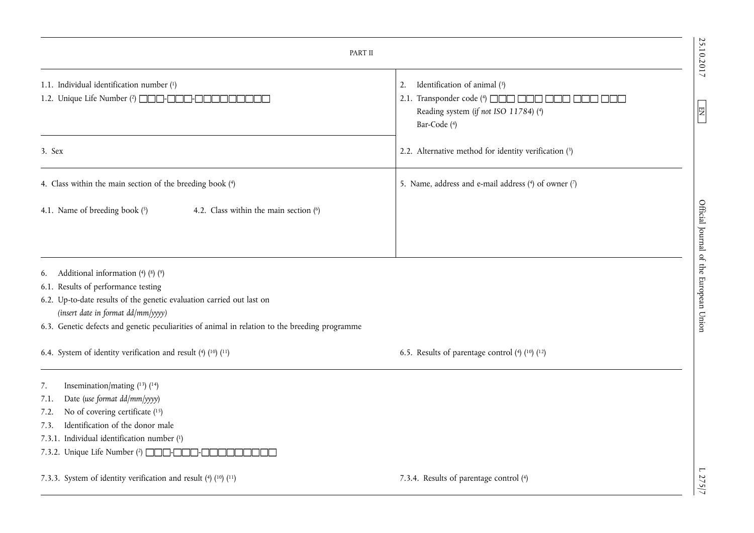PART II

1.1. Individual identification number [1]

1.2. Unique Life Number [2] □□□-□□□-□□□□□□□□□

2. Identification of animal [3]

2.1. Transponder code [4] □□□ □□□ □□□ □□□ □□□

Reading system (*if not ISO 11784*) [4]

Bar-Code [4]

3. Sex

2.2. Alternative method for identity verification [3]

4. Class within the main section of the breeding book [4]

4.1. Name of breeding book [5]

4.2. Class within the main section [6]

5. Name, address and e-mail address [4] of owner [7]

6. Additional information [4] [8] [9]

6.1. Results of performance testing

6.2. Up-to-date results of the genetic evaluation carried out last on

*(insert date in format dd/mm/yyyy)*

6.3. Genetic defects and genetic peculiarities of animal in relation to the breeding programme

6.4. System of identity verification and result [4] [10] [11]

6.5. Results of parentage control [4] [10] [12]

7. Insemination/mating [13] [14]

7.1. Date (*use format dd/mm/yyyy*)

7.2. No of covering certificate [15]

7.3. Identification of the donor male

7.3.1. Individual identification number [1]

7.3.2. Unique Life Number [2] □□□-□□□-□□□□□□□□□

7.3.3. System of identity verification and result [4] [10] [11]

7.3.4. Results of parentage control [4]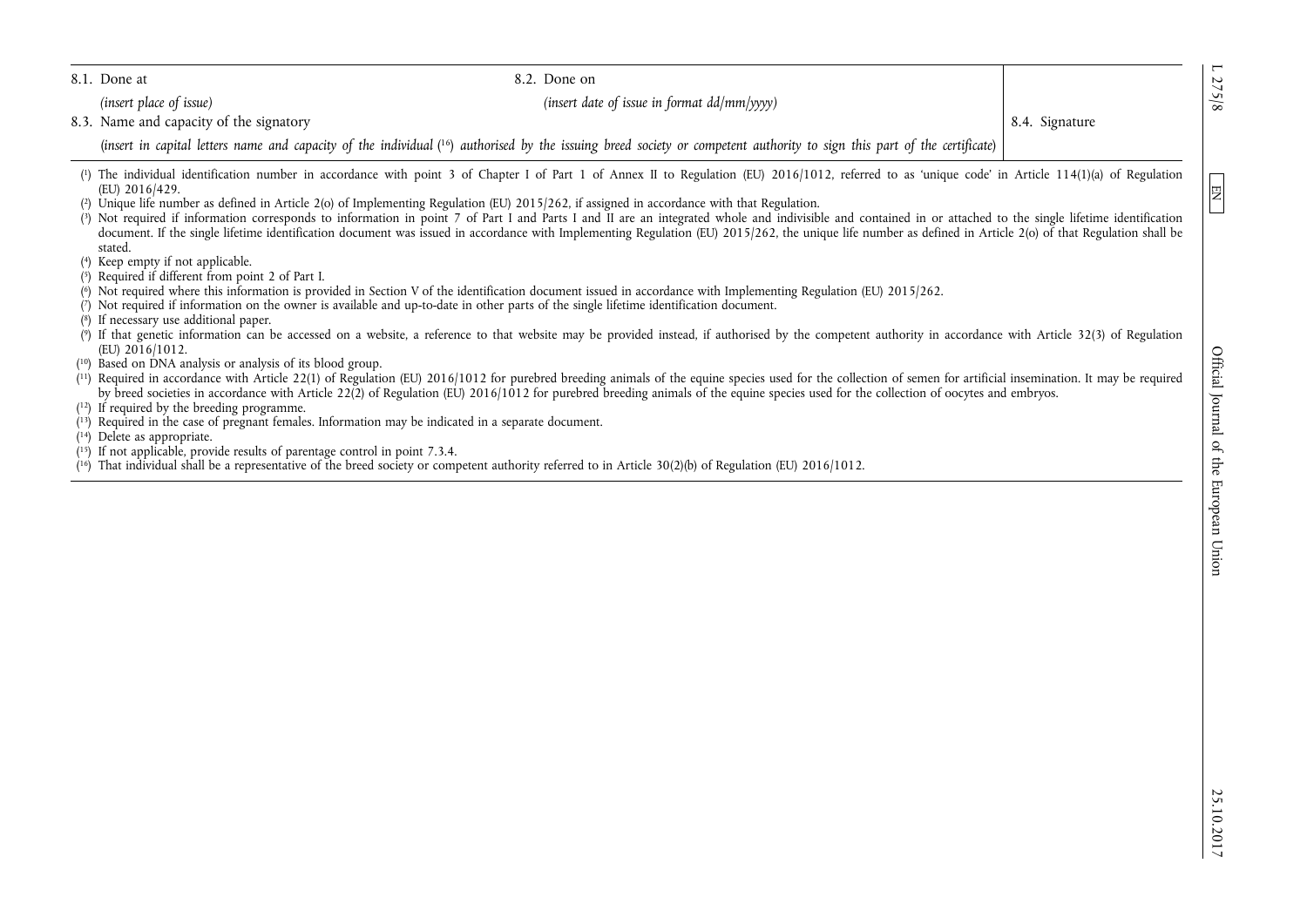| 8.1. Done at | 8.2. Done on | |
|---|---|---|
| *(insert place of issue)* | *(insert date of issue in format dd/mm/yyyy)* | |
| 8.3. Name and capacity of the signatory | | 8.4. Signature |
| *(insert in capital letters name and capacity of the individual* [16] *authorised by the issuing breed society or competent authority to sign this part of the certificate)* | | |

[1] The individual identification number in accordance with point 3 of Chapter I of Part 1 of Annex II to Regulation (EU) 2016/1012, referred to as 'unique code' in Article 114(1)(a) of Regulation (EU) 2016/429.

[2] Unique life number as defined in Article 2(o) of Implementing Regulation (EU) 2015/262, if assigned in accordance with that Regulation.

[3] Not required if information corresponds to information in point 7 of Part I and Parts I and II are an integrated whole and indivisible and contained in or attached to the single lifetime identification document. If the single lifetime identification document was issued in accordance with Implementing Regulation (EU) 2015/262, the unique life number as defined in Article 2(o) of that Regulation shall be stated.

[4] Keep empty if not applicable.

[5] Required if different from point 2 of Part I.

[6] Not required where this information is provided in Section V of the identification document issued in accordance with Implementing Regulation (EU) 2015/262.

[7] Not required if information on the owner is available and up-to-date in other parts of the single lifetime identification document.

[8] If necessary use additional paper.

[9] If that genetic information can be accessed on a website, a reference to that website may be provided instead, if authorised by the competent authority in accordance with Article 32(3) of Regulation (EU) 2016/1012.

[10] Based on DNA analysis or analysis of its blood group.

[11] Required in accordance with Article 22(1) of Regulation (EU) 2016/1012 for purebred breeding animals of the equine species used for the collection of semen for artificial insemination. It may be required by breed societies in accordance with Article 22(2) of Regulation (EU) 2016/1012 for purebred breeding animals of the equine species used for the collection of oocytes and embryos.

[12] If required by the breeding programme.

[13] Required in the case of pregnant females. Information may be indicated in a separate document.

[14] Delete as appropriate.

[15] If not applicable, provide results of parentage control in point 7.3.4.

[16] That individual shall be a representative of the breed society or competent authority referred to in Article 30(2)(b) of Regulation (EU) 2016/1012.